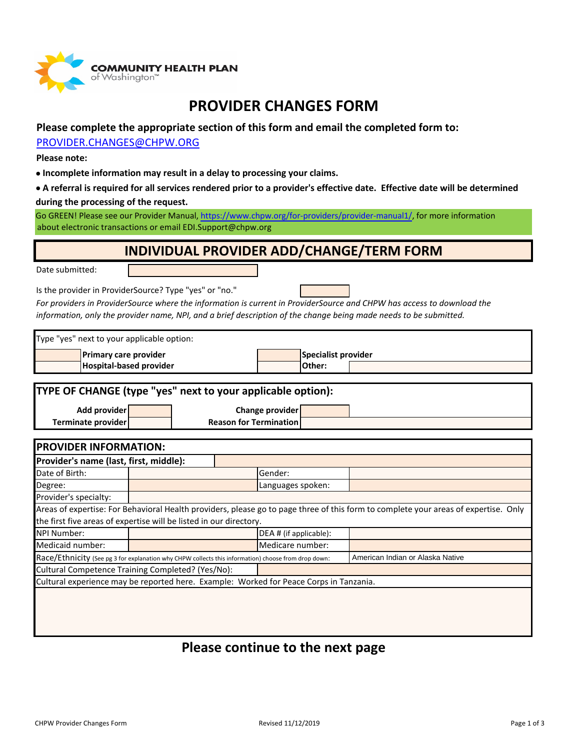COMMUNITY HEALTH PLAN of Washington™

# PROVIDER CHANGES FORM

**Please complete the appropriate section of this form and email the completed form to:**

PROVIDER.CHANGES@CHPW.ORG

**Please note:**

- **Incomplete information may result in a delay to processing your claims.**
- **A referral is required for all services rendered prior to a provider's effective date. Effective date will be determined during the processing of the request.**

Go GREEN! Please see our Provider Manual, https://www.chpw.org/for-providers/provider-manual1/, for more information about electronic transactions or email EDI.Support@chpw.org

## INDIVIDUAL PROVIDER ADD/CHANGE/TERM FORM

Date submitted: 

Is the provider in ProviderSource? Type "yes" or "no." 

*For providers in ProviderSource where the information is current in ProviderSource and CHPW has access to download the information, only the provider name, NPI, and a brief description of the change being made needs to be submitted.*

Type "yes" next to your applicable option:

| | | | | |
|---|---|---|---|---|
| | **Primary care provider** | | **Specialist provider** | |
| | **Hospital-based provider** | | **Other:** | |

### TYPE OF CHANGE (type "yes" next to your applicable option):

| | | | | |
|---|---|---|---|---|
| **Add provider** | | **Change provider** | | |
| **Terminate provider** | | **Reason for Termination** | | |

### PROVIDER INFORMATION:

| | | | |
|---|---|---|---|
| **Provider's name (last, first, middle):** | | | |
| Date of Birth: | | Gender: | |
| Degree: | | Languages spoken: | |
| Provider's specialty: | | | |
| Areas of expertise: For Behavioral Health providers, please go to page three of this form to complete your areas of expertise. Only the first five areas of expertise will be listed in our directory. | | | |
| NPI Number: | | DEA # (if applicable): | |
| Medicaid number: | | Medicare number: | |
| Race/Ethnicity (See pg 3 for explanation why CHPW collects this information) choose from drop down: | | | American Indian or Alaska Native |
| Cultural Competence Training Completed? (Yes/No): | | | |
| Cultural experience may be reported here. Example: Worked for Peace Corps in Tanzania. | | | |

## Please continue to the next page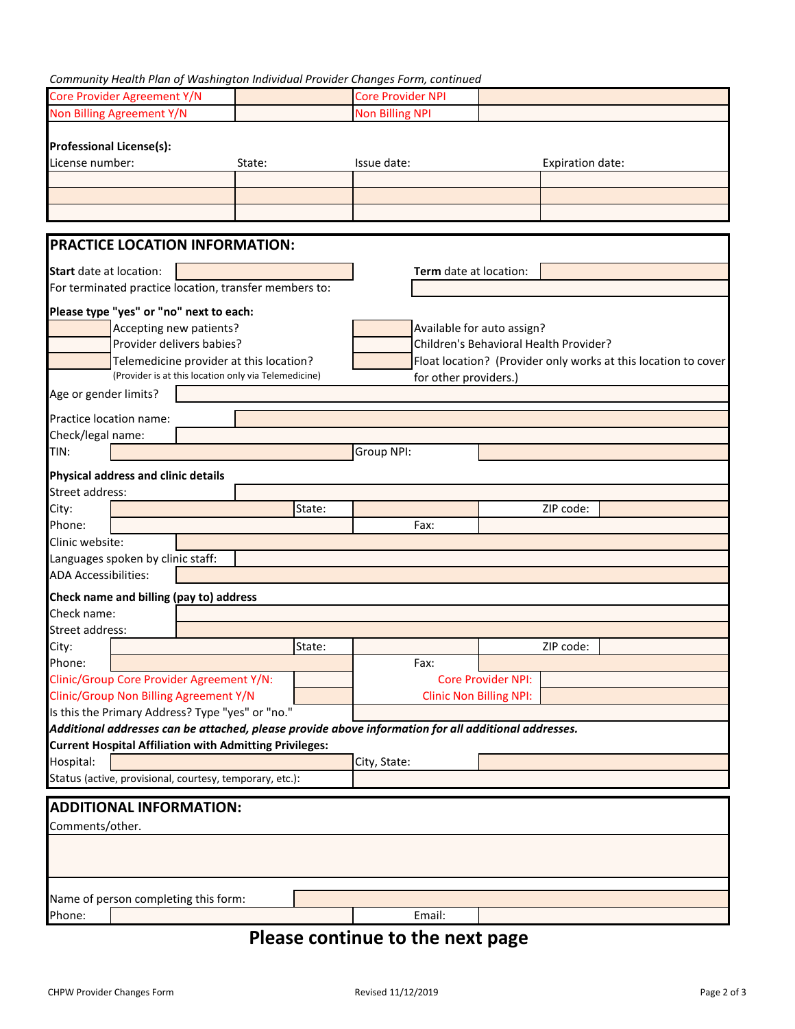*Community Health Plan of Washington Individual Provider Changes Form, continued*

| Core Provider Agreement Y/N | | Core Provider NPI | |
|---|---|---|---|
| Non Billing Agreement Y/N | | Non Billing NPI | |

**Professional License(s):**

| License number: | State: | Issue date: | Expiration date: |
|---|---|---|---|
| | | | |
| | | | |
| | | | |

## PRACTICE LOCATION INFORMATION:

**Start** date at location: ________ **Term** date at location: ________

For terminated practice location, transfer members to: ________

**Please type "yes" or "no" next to each:**

| | | | |
|---|---|---|---|
| | Accepting new patients? | | Available for auto assign? |
| | Provider delivers babies? | | Children's Behavioral Health Provider? |
| | Telemedicine provider at this location? (Provider is at this location only via Telemedicine) | | Float location? (Provider only works at this location to cover for other providers.) |

Age or gender limits? ________

Practice location name: ________

Check/legal name: ________

TIN: ________ Group NPI: ________

**Physical address and clinic details**

Street address: ________

City: ________ State: ________ ZIP code: ________

Phone: ________ Fax: ________

Clinic website: ________

Languages spoken by clinic staff: ________

ADA Accessibilities: ________

**Check name and billing (pay to) address**

Check name: ________

Street address: ________

City: ________ State: ________ ZIP code: ________

Phone: ________ Fax: ________

Clinic/Group Core Provider Agreement Y/N: ________ Core Provider NPI: ________

Clinic/Group Non Billing Agreement Y/N ________ Clinic Non Billing NPI: ________

Is this the Primary Address? Type "yes" or "no." ________

***Additional addresses can be attached, please provide above information for all additional addresses.***

**Current Hospital Affiliation with Admitting Privileges:**

Hospital: ________ City, State: ________

Status (active, provisional, courtesy, temporary, etc.): ________

## ADDITIONAL INFORMATION:

Comments/other.

________

Name of person completing this form: ________

Phone: ________ Email: ________

**Please continue to the next page**

CHPW Provider Changes Form Revised 11/12/2019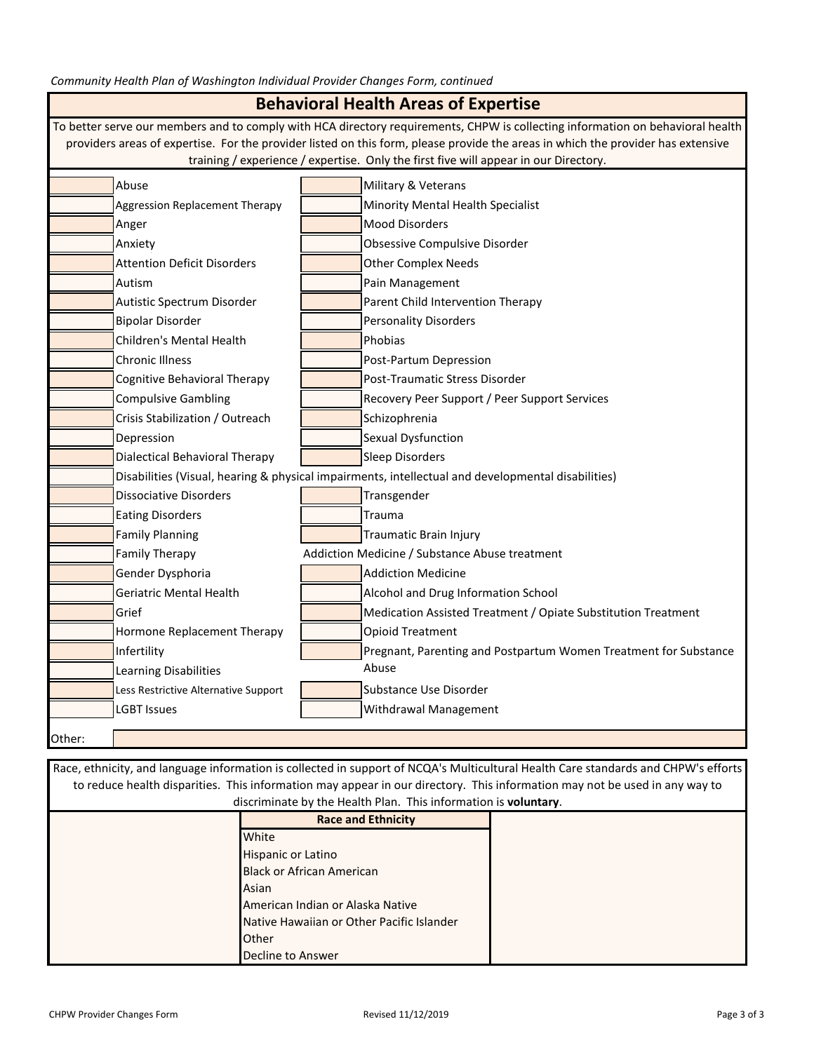*Community Health Plan of Washington Individual Provider Changes Form, continued*

## Behavioral Health Areas of Expertise

To better serve our members and to comply with HCA directory requirements, CHPW is collecting information on behavioral health providers areas of expertise. For the provider listed on this form, please provide the areas in which the provider has extensive training / experience / expertise. Only the first five will appear in our Directory.

| | | | |
|---|---|---|---|
| | Abuse | | Military & Veterans |
| | Aggression Replacement Therapy | | Minority Mental Health Specialist |
| | Anger | | Mood Disorders |
| | Anxiety | | Obsessive Compulsive Disorder |
| | Attention Deficit Disorders | | Other Complex Needs |
| | Autism | | Pain Management |
| | Autistic Spectrum Disorder | | Parent Child Intervention Therapy |
| | Bipolar Disorder | | Personality Disorders |
| | Children's Mental Health | | Phobias |
| | Chronic Illness | | Post-Partum Depression |
| | Cognitive Behavioral Therapy | | Post-Traumatic Stress Disorder |
| | Compulsive Gambling | | Recovery Peer Support / Peer Support Services |
| | Crisis Stabilization / Outreach | | Schizophrenia |
| | Depression | | Sexual Dysfunction |
| | Dialectical Behavioral Therapy | | Sleep Disorders |
| | Disabilities (Visual, hearing & physical impairments, intellectual and developmental disabilities) | | |
| | Dissociative Disorders | | Transgender |
| | Eating Disorders | | Trauma |
| | Family Planning | | Traumatic Brain Injury |
| | Family Therapy | Addiction Medicine / Substance Abuse treatment | |
| | Gender Dysphoria | | Addiction Medicine |
| | Geriatric Mental Health | | Alcohol and Drug Information School |
| | Grief | | Medication Assisted Treatment / Opiate Substitution Treatment |
| | Hormone Replacement Therapy | | Opioid Treatment |
| | Infertility | | Pregnant, Parenting and Postpartum Women Treatment for Substance Abuse |
| | Learning Disabilities | | |
| | Less Restrictive Alternative Support | | Substance Use Disorder |
| | LGBT Issues | | Withdrawal Management |

Other:

Race, ethnicity, and language information is collected in support of NCQA's Multicultural Health Care standards and CHPW's efforts to reduce health disparities. This information may appear in our directory. This information may not be used in any way to discriminate by the Health Plan. This information is **voluntary**.

| | Race and Ethnicity | |
|---|---|---|
| | White | |
| | Hispanic or Latino | |
| | Black or African American | |
| | Asian | |
| | American Indian or Alaska Native | |
| | Native Hawaiian or Other Pacific Islander | |
| | Other | |
| | Decline to Answer | |

CHPW Provider Changes Form Revised 11/12/2019